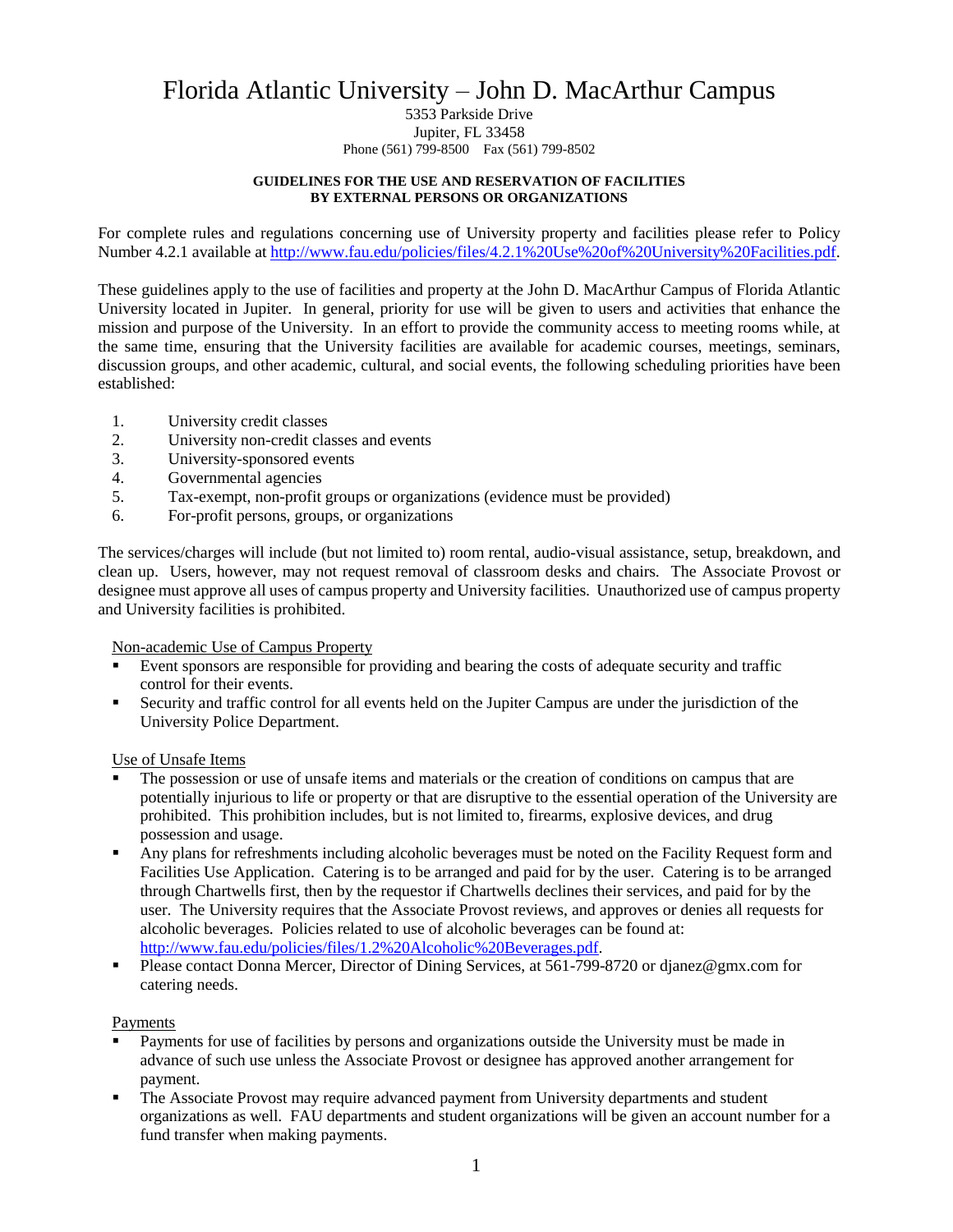# Florida Atlantic University – John D. MacArthur Campus

5353 Parkside Drive
Jupiter, FL 33458
Phone (561) 799-8500 Fax (561) 799-8502

**GUIDELINES FOR THE USE AND RESERVATION OF FACILITIES BY EXTERNAL PERSONS OR ORGANIZATIONS**

For complete rules and regulations concerning use of University property and facilities please refer to Policy Number 4.2.1 available at [http://www.fau.edu/policies/files/4.2.1%20Use%20of%20University%20Facilities.pdf](http://www.fau.edu/policies/files/4.2.1%20Use%20of%20University%20Facilities.pdf).

These guidelines apply to the use of facilities and property at the John D. MacArthur Campus of Florida Atlantic University located in Jupiter. In general, priority for use will be given to users and activities that enhance the mission and purpose of the University. In an effort to provide the community access to meeting rooms while, at the same time, ensuring that the University facilities are available for academic courses, meetings, seminars, discussion groups, and other academic, cultural, and social events, the following scheduling priorities have been established:

1. University credit classes
2. University non-credit classes and events
3. University-sponsored events
4. Governmental agencies
5. Tax-exempt, non-profit groups or organizations (evidence must be provided)
6. For-profit persons, groups, or organizations

The services/charges will include (but not limited to) room rental, audio-visual assistance, setup, breakdown, and clean up. Users, however, may not request removal of classroom desks and chairs. The Associate Provost or designee must approve all uses of campus property and University facilities. Unauthorized use of campus property and University facilities is prohibited.

Non-academic Use of Campus Property

- Event sponsors are responsible for providing and bearing the costs of adequate security and traffic control for their events.
- Security and traffic control for all events held on the Jupiter Campus are under the jurisdiction of the University Police Department.

Use of Unsafe Items

- The possession or use of unsafe items and materials or the creation of conditions on campus that are potentially injurious to life or property or that are disruptive to the essential operation of the University are prohibited. This prohibition includes, but is not limited to, firearms, explosive devices, and drug possession and usage.
- Any plans for refreshments including alcoholic beverages must be noted on the Facility Request form and Facilities Use Application. Catering is to be arranged and paid for by the user. Catering is to be arranged through Chartwells first, then by the requestor if Chartwells declines their services, and paid for by the user. The University requires that the Associate Provost reviews, and approves or denies all requests for alcoholic beverages. Policies related to use of alcoholic beverages can be found at: [http://www.fau.edu/policies/files/1.2%20Alcoholic%20Beverages.pdf](http://www.fau.edu/policies/files/1.2%20Alcoholic%20Beverages.pdf).
- Please contact Donna Mercer, Director of Dining Services, at 561-799-8720 or djanez@gmx.com for catering needs.

Payments

- Payments for use of facilities by persons and organizations outside the University must be made in advance of such use unless the Associate Provost or designee has approved another arrangement for payment.
- The Associate Provost may require advanced payment from University departments and student organizations as well. FAU departments and student organizations will be given an account number for a fund transfer when making payments.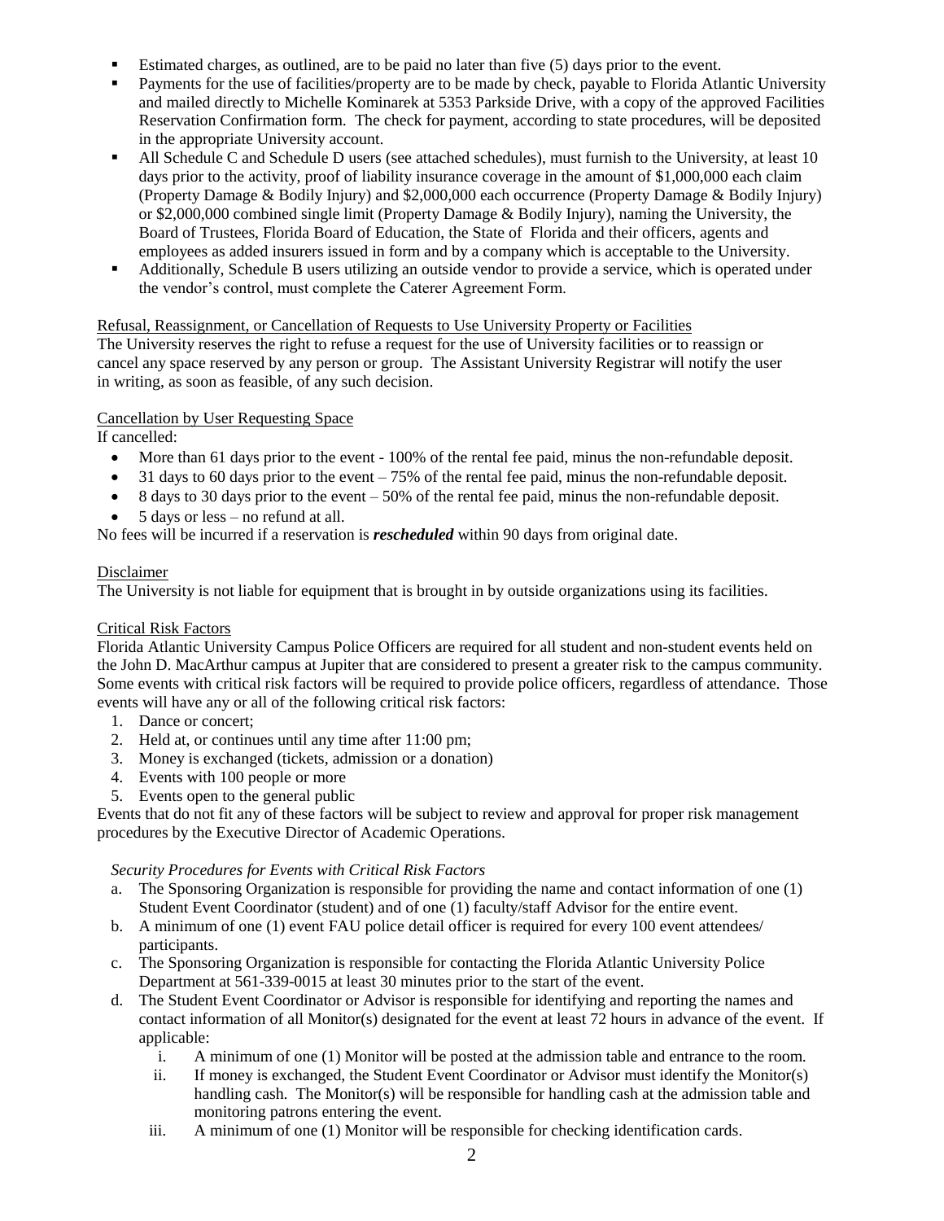- Estimated charges, as outlined, are to be paid no later than five (5) days prior to the event.
- Payments for the use of facilities/property are to be made by check, payable to Florida Atlantic University and mailed directly to Michelle Kominarek at 5353 Parkside Drive, with a copy of the approved Facilities Reservation Confirmation form. The check for payment, according to state procedures, will be deposited in the appropriate University account.
- All Schedule C and Schedule D users (see attached schedules), must furnish to the University, at least 10 days prior to the activity, proof of liability insurance coverage in the amount of $1,000,000 each claim (Property Damage & Bodily Injury) and $2,000,000 each occurrence (Property Damage & Bodily Injury) or $2,000,000 combined single limit (Property Damage & Bodily Injury), naming the University, the Board of Trustees, Florida Board of Education, the State of Florida and their officers, agents and employees as added insurers issued in form and by a company which is acceptable to the University.
- Additionally, Schedule B users utilizing an outside vendor to provide a service, which is operated under the vendor's control, must complete the Caterer Agreement Form.

Refusal, Reassignment, or Cancellation of Requests to Use University Property or Facilities

The University reserves the right to refuse a request for the use of University facilities or to reassign or cancel any space reserved by any person or group. The Assistant University Registrar will notify the user in writing, as soon as feasible, of any such decision.

Cancellation by User Requesting Space

If cancelled:

- More than 61 days prior to the event - 100% of the rental fee paid, minus the non-refundable deposit.
- 31 days to 60 days prior to the event – 75% of the rental fee paid, minus the non-refundable deposit.
- 8 days to 30 days prior to the event – 50% of the rental fee paid, minus the non-refundable deposit.
- 5 days or less – no refund at all.

No fees will be incurred if a reservation is ***rescheduled*** within 90 days from original date.

Disclaimer

The University is not liable for equipment that is brought in by outside organizations using its facilities.

Critical Risk Factors

Florida Atlantic University Campus Police Officers are required for all student and non-student events held on the John D. MacArthur campus at Jupiter that are considered to present a greater risk to the campus community. Some events with critical risk factors will be required to provide police officers, regardless of attendance. Those events will have any or all of the following critical risk factors:

1. Dance or concert;
2. Held at, or continues until any time after 11:00 pm;
3. Money is exchanged (tickets, admission or a donation)
4. Events with 100 people or more
5. Events open to the general public

Events that do not fit any of these factors will be subject to review and approval for proper risk management procedures by the Executive Director of Academic Operations.

*Security Procedures for Events with Critical Risk Factors*

a. The Sponsoring Organization is responsible for providing the name and contact information of one (1) Student Event Coordinator (student) and of one (1) faculty/staff Advisor for the entire event.
b. A minimum of one (1) event FAU police detail officer is required for every 100 event attendees/ participants.
c. The Sponsoring Organization is responsible for contacting the Florida Atlantic University Police Department at 561-339-0015 at least 30 minutes prior to the start of the event.
d. The Student Event Coordinator or Advisor is responsible for identifying and reporting the names and contact information of all Monitor(s) designated for the event at least 72 hours in advance of the event. If applicable:
   i. A minimum of one (1) Monitor will be posted at the admission table and entrance to the room.
   ii. If money is exchanged, the Student Event Coordinator or Advisor must identify the Monitor(s) handling cash. The Monitor(s) will be responsible for handling cash at the admission table and monitoring patrons entering the event.
   iii. A minimum of one (1) Monitor will be responsible for checking identification cards.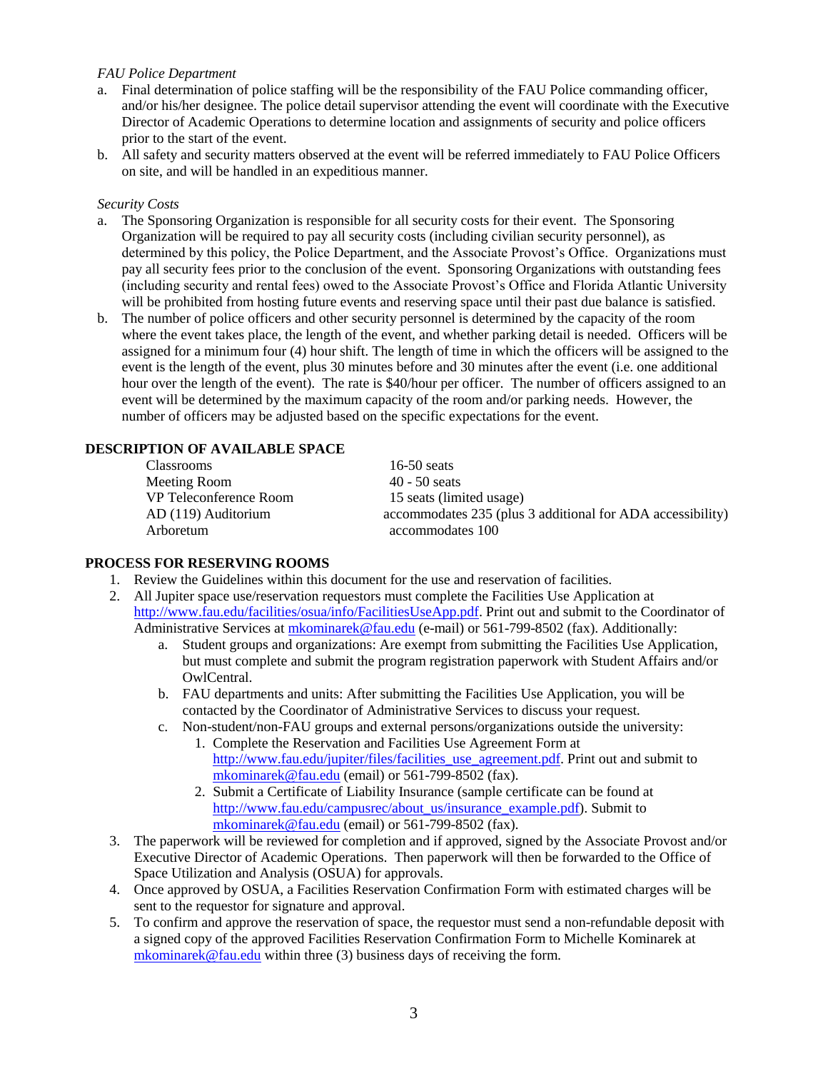*FAU Police Department*

a. Final determination of police staffing will be the responsibility of the FAU Police commanding officer, and/or his/her designee. The police detail supervisor attending the event will coordinate with the Executive Director of Academic Operations to determine location and assignments of security and police officers prior to the start of the event.
b. All safety and security matters observed at the event will be referred immediately to FAU Police Officers on site, and will be handled in an expeditious manner.

*Security Costs*

a. The Sponsoring Organization is responsible for all security costs for their event. The Sponsoring Organization will be required to pay all security costs (including civilian security personnel), as determined by this policy, the Police Department, and the Associate Provost's Office. Organizations must pay all security fees prior to the conclusion of the event. Sponsoring Organizations with outstanding fees (including security and rental fees) owed to the Associate Provost's Office and Florida Atlantic University will be prohibited from hosting future events and reserving space until their past due balance is satisfied.
b. The number of police officers and other security personnel is determined by the capacity of the room where the event takes place, the length of the event, and whether parking detail is needed. Officers will be assigned for a minimum four (4) hour shift. The length of time in which the officers will be assigned to the event is the length of the event, plus 30 minutes before and 30 minutes after the event (i.e. one additional hour over the length of the event). The rate is $40/hour per officer. The number of officers assigned to an event will be determined by the maximum capacity of the room and/or parking needs. However, the number of officers may be adjusted based on the specific expectations for the event.

**DESCRIPTION OF AVAILABLE SPACE**

| | |
|---|---|
| Classrooms | 16-50 seats |
| Meeting Room | 40 - 50 seats |
| VP Teleconference Room | 15 seats (limited usage) |
| AD (119) Auditorium | accommodates 235 (plus 3 additional for ADA accessibility) |
| Arboretum | accommodates 100 |

**PROCESS FOR RESERVING ROOMS**

1. Review the Guidelines within this document for the use and reservation of facilities.
2. All Jupiter space use/reservation requestors must complete the Facilities Use Application at http://www.fau.edu/facilities/osua/info/FacilitiesUseApp.pdf. Print out and submit to the Coordinator of Administrative Services at mkominarek@fau.edu (e-mail) or 561-799-8502 (fax). Additionally:
   a. Student groups and organizations: Are exempt from submitting the Facilities Use Application, but must complete and submit the program registration paperwork with Student Affairs and/or OwlCentral.
   b. FAU departments and units: After submitting the Facilities Use Application, you will be contacted by the Coordinator of Administrative Services to discuss your request.
   c. Non-student/non-FAU groups and external persons/organizations outside the university:
      1. Complete the Reservation and Facilities Use Agreement Form at http://www.fau.edu/jupiter/files/facilities_use_agreement.pdf. Print out and submit to mkominarek@fau.edu (email) or 561-799-8502 (fax).
      2. Submit a Certificate of Liability Insurance (sample certificate can be found at http://www.fau.edu/campusrec/about_us/insurance_example.pdf). Submit to mkominarek@fau.edu (email) or 561-799-8502 (fax).
3. The paperwork will be reviewed for completion and if approved, signed by the Associate Provost and/or Executive Director of Academic Operations. Then paperwork will then be forwarded to the Office of Space Utilization and Analysis (OSUA) for approvals.
4. Once approved by OSUA, a Facilities Reservation Confirmation Form with estimated charges will be sent to the requestor for signature and approval.
5. To confirm and approve the reservation of space, the requestor must send a non-refundable deposit with a signed copy of the approved Facilities Reservation Confirmation Form to Michelle Kominarek at mkominarek@fau.edu within three (3) business days of receiving the form.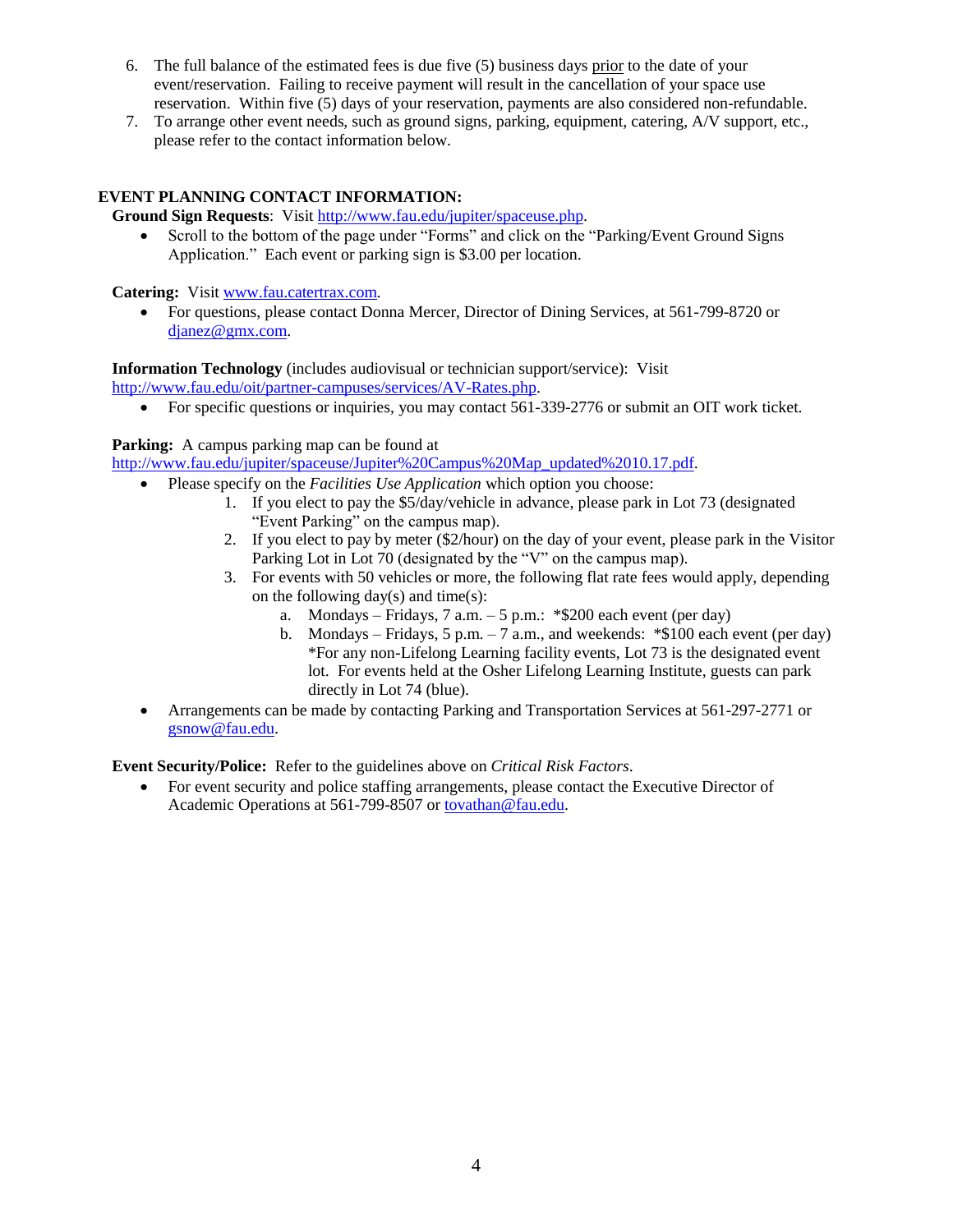6. The full balance of the estimated fees is due five (5) business days prior to the date of your event/reservation. Failing to receive payment will result in the cancellation of your space use reservation. Within five (5) days of your reservation, payments are also considered non-refundable.
7. To arrange other event needs, such as ground signs, parking, equipment, catering, A/V support, etc., please refer to the contact information below.

**EVENT PLANNING CONTACT INFORMATION:**

**Ground Sign Requests**: Visit http://www.fau.edu/jupiter/spaceuse.php.

- Scroll to the bottom of the page under "Forms" and click on the "Parking/Event Ground Signs Application." Each event or parking sign is $3.00 per location.

**Catering:** Visit www.fau.catertrax.com.

- For questions, please contact Donna Mercer, Director of Dining Services, at 561-799-8720 or djanez@gmx.com.

**Information Technology** (includes audiovisual or technician support/service): Visit http://www.fau.edu/oit/partner-campuses/services/AV-Rates.php.

- For specific questions or inquiries, you may contact 561-339-2776 or submit an OIT work ticket.

**Parking:** A campus parking map can be found at http://www.fau.edu/jupiter/spaceuse/Jupiter%20Campus%20Map_updated%2010.17.pdf.

- Please specify on the *Facilities Use Application* which option you choose:
  1. If you elect to pay the $5/day/vehicle in advance, please park in Lot 73 (designated "Event Parking" on the campus map).
  2. If you elect to pay by meter ($2/hour) on the day of your event, please park in the Visitor Parking Lot in Lot 70 (designated by the "V" on the campus map).
  3. For events with 50 vehicles or more, the following flat rate fees would apply, depending on the following day(s) and time(s):
     a. Mondays – Fridays, 7 a.m. – 5 p.m.: *$200 each event (per day)
     b. Mondays – Fridays, 5 p.m. – 7 a.m., and weekends: *$100 each event (per day)
     *For any non-Lifelong Learning facility events, Lot 73 is the designated event lot. For events held at the Osher Lifelong Learning Institute, guests can park directly in Lot 74 (blue).
- Arrangements can be made by contacting Parking and Transportation Services at 561-297-2771 or gsnow@fau.edu.

**Event Security/Police:** Refer to the guidelines above on *Critical Risk Factors*.

- For event security and police staffing arrangements, please contact the Executive Director of Academic Operations at 561-799-8507 or tovathan@fau.edu.